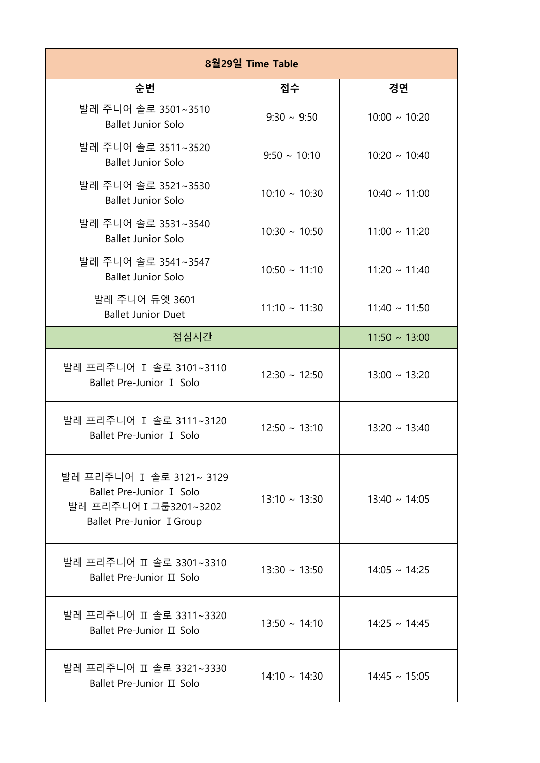| 8월29일 Time Table | | |
|---|---|---|
| 순번 | 접수 | 경연 |
| 발레 주니어 솔로 3501~3510<br>Ballet Junior Solo | 9:30 ~ 9:50 | 10:00 ~ 10:20 |
| 발레 주니어 솔로 3511~3520<br>Ballet Junior Solo | 9:50 ~ 10:10 | 10:20 ~ 10:40 |
| 발레 주니어 솔로 3521~3530<br>Ballet Junior Solo | 10:10 ~ 10:30 | 10:40 ~ 11:00 |
| 발레 주니어 솔로 3531~3540<br>Ballet Junior Solo | 10:30 ~ 10:50 | 11:00 ~ 11:20 |
| 발레 주니어 솔로 3541~3547<br>Ballet Junior Solo | 10:50 ~ 11:10 | 11:20 ~ 11:40 |
| 발레 주니어 듀엣 3601<br>Ballet Junior Duet | 11:10 ~ 11:30 | 11:40 ~ 11:50 |
| 점심시간 | | 11:50 ~ 13:00 |
| 발레 프리주니어 Ⅰ 솔로 3101~3110<br>Ballet Pre-Junior Ⅰ Solo | 12:30 ~ 12:50 | 13:00 ~ 13:20 |
| 발레 프리주니어 Ⅰ 솔로 3111~3120<br>Ballet Pre-Junior Ⅰ Solo | 12:50 ~ 13:10 | 13:20 ~ 13:40 |
| 발레 프리주니어 Ⅰ 솔로 3121~ 3129<br>Ballet Pre-Junior Ⅰ Solo<br>발레 프리주니어Ⅰ그룹3201~3202<br>Ballet Pre-Junior ⅠGroup | 13:10 ~ 13:30 | 13:40 ~ 14:05 |
| 발레 프리주니어 Ⅱ 솔로 3301~3310<br>Ballet Pre-Junior Ⅱ Solo | 13:30 ~ 13:50 | 14:05 ~ 14:25 |
| 발레 프리주니어 Ⅱ 솔로 3311~3320<br>Ballet Pre-Junior Ⅱ Solo | 13:50 ~ 14:10 | 14:25 ~ 14:45 |
| 발레 프리주니어 Ⅱ 솔로 3321~3330<br>Ballet Pre-Junior Ⅱ Solo | 14:10 ~ 14:30 | 14:45 ~ 15:05 |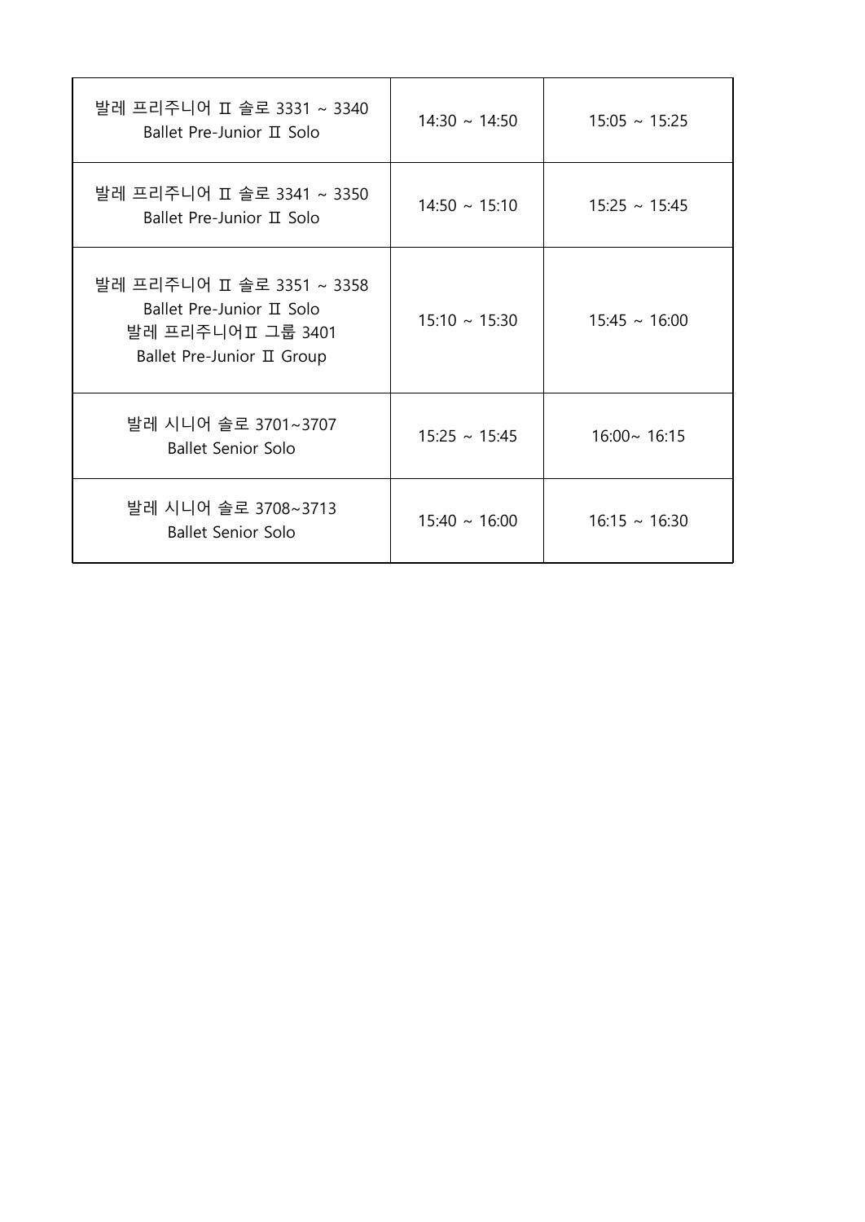| | | |
|---|---|---|
| 발레 프리주니어 Ⅱ 솔로 3331 ~ 3340<br>Ballet Pre-Junior Ⅱ Solo | 14:30 ~ 14:50 | 15:05 ~ 15:25 |
| 발레 프리주니어 Ⅱ 솔로 3341 ~ 3350<br>Ballet Pre-Junior Ⅱ Solo | 14:50 ~ 15:10 | 15:25 ~ 15:45 |
| 발레 프리주니어 Ⅱ 솔로 3351 ~ 3358<br>Ballet Pre-Junior Ⅱ Solo<br>발레 프리주니어Ⅱ 그룹 3401<br>Ballet Pre-Junior Ⅱ Group | 15:10 ~ 15:30 | 15:45 ~ 16:00 |
| 발레 시니어 솔로 3701~3707<br>Ballet Senior Solo | 15:25 ~ 15:45 | 16:00~ 16:15 |
| 발레 시니어 솔로 3708~3713<br>Ballet Senior Solo | 15:40 ~ 16:00 | 16:15 ~ 16:30 |